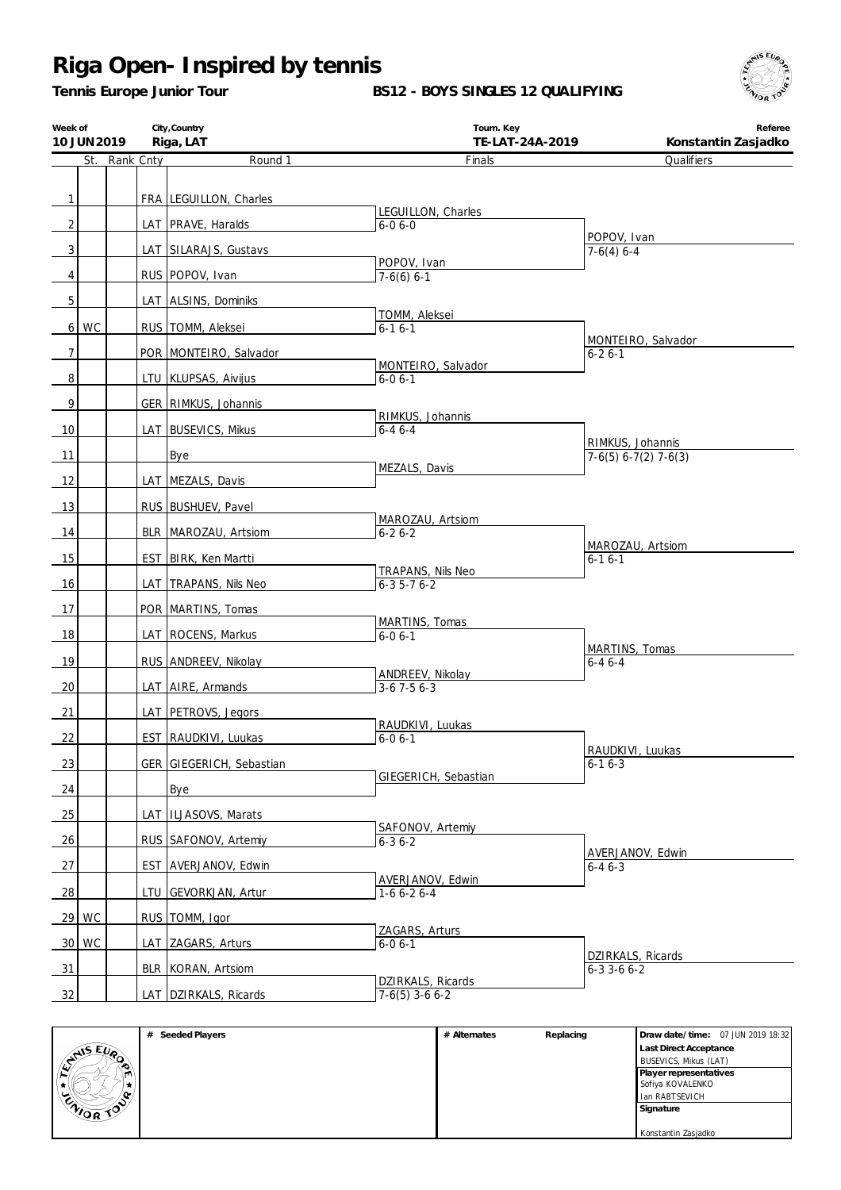# Riga Open- Inspired by tennis

**Tennis Europe Junior Tour**

**BS12 - BOYS SINGLES 12 QUALIFYING**

| Week of | City,Country | Tourn. Key | Referee |
|---|---|---|---|
| 10 JUN 2019 | Riga, LAT | TE-LAT-24A-2019 | Konstantin Zasjadko |

| # | St. | Rank | Cnty | Round 1 | Finals | Qualifiers |
|---|---|---|---|---|---|---|
| 1 | | | FRA | LEGUILLON, Charles | | |
| 2 | | | LAT | PRAVE, Haralds | LEGUILLON, Charles 6-0 6-0 | |
| 3 | | | LAT | SILARAJS, Gustavs | | POPOV, Ivan 7-6(4) 6-4 |
| 4 | | | RUS | POPOV, Ivan | POPOV, Ivan 7-6(6) 6-1 | |
| 5 | | | LAT | ALSINS, Dominiks | | |
| 6 | WC | | RUS | TOMM, Aleksei | TOMM, Aleksei 6-1 6-1 | |
| 7 | | | POR | MONTEIRO, Salvador | | MONTEIRO, Salvador 6-2 6-1 |
| 8 | | | LTU | KLUPSAS, Aivijus | MONTEIRO, Salvador 6-0 6-1 | |
| 9 | | | GER | RIMKUS, Johannis | | |
| 10 | | | LAT | BUSEVICS, Mikus | RIMKUS, Johannis 6-4 6-4 | |
| 11 | | | | Bye | | RIMKUS, Johannis 7-6(5) 6-7(2) 7-6(3) |
| 12 | | | LAT | MEZALS, Davis | MEZALS, Davis | |
| 13 | | | RUS | BUSHUEV, Pavel | | |
| 14 | | | BLR | MAROZAU, Artsiom | MAROZAU, Artsiom 6-2 6-2 | |
| 15 | | | EST | BIRK, Ken Martti | | MAROZAU, Artsiom 6-1 6-1 |
| 16 | | | LAT | TRAPANS, Nils Neo | TRAPANS, Nils Neo 6-3 5-7 6-2 | |
| 17 | | | POR | MARTINS, Tomas | | |
| 18 | | | LAT | ROCENS, Markus | MARTINS, Tomas 6-0 6-1 | |
| 19 | | | RUS | ANDREEV, Nikolay | | MARTINS, Tomas 6-4 6-4 |
| 20 | | | LAT | AIRE, Armands | ANDREEV, Nikolay 3-6 7-5 6-3 | |
| 21 | | | LAT | PETROVS, Jegors | | |
| 22 | | | EST | RAUDKIVI, Luukas | RAUDKIVI, Luukas 6-0 6-1 | |
| 23 | | | GER | GIEGERICH, Sebastian | | RAUDKIVI, Luukas 6-1 6-3 |
| 24 | | | | Bye | GIEGERICH, Sebastian | |
| 25 | | | LAT | ILJASOVS, Marats | | |
| 26 | | | RUS | SAFONOV, Artemiy | SAFONOV, Artemiy 6-3 6-2 | |
| 27 | | | EST | AVERJANOV, Edwin | | AVERJANOV, Edwin 6-4 6-3 |
| 28 | | | LTU | GEVORKJAN, Artur | AVERJANOV, Edwin 1-6 6-2 6-4 | |
| 29 | WC | | RUS | TOMM, Igor | | |
| 30 | WC | | LAT | ZAGARS, Arturs | ZAGARS, Arturs 6-0 6-1 | |
| 31 | | | BLR | KORAN, Artsiom | | DZIRKALS, Ricards 6-3 3-6 6-2 |
| 32 | | | LAT | DZIRKALS, Ricards | DZIRKALS, Ricards 7-6(5) 3-6 6-2 | |

| # Seeded Players | # Alternates | Replacing | |
|---|---|---|---|
| | | | **Draw date/time:** 07 JUN 2019 18:32 |
| | | | **Last Direct Acceptance** BUSEVICS, Mikus (LAT) |
| | | | **Player representatives** Sofiya KOVALENKO, Ian RABTSEVICH |
| | | | **Signature** Konstantin Zasjadko |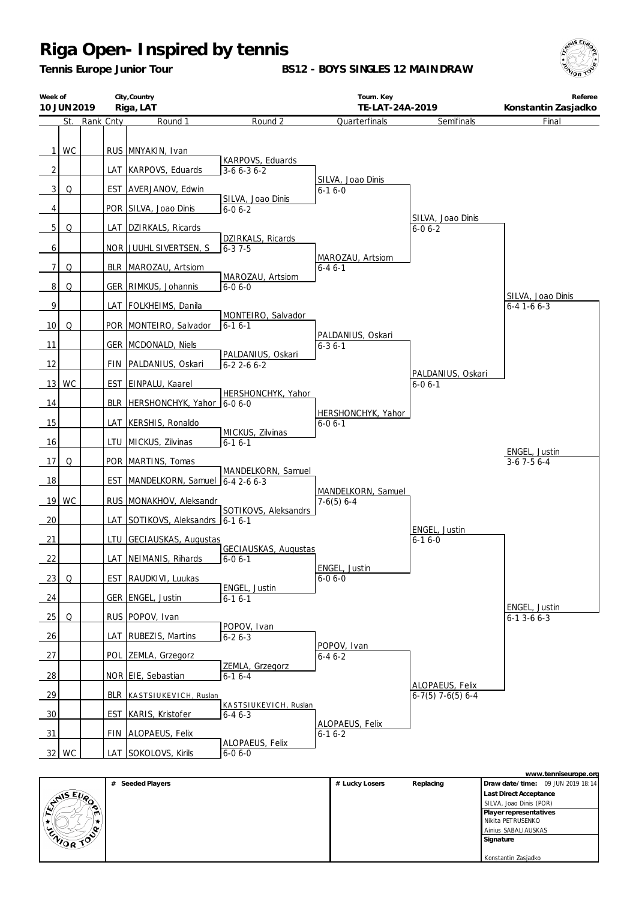# Riga Open- Inspired by tennis

**Tennis Europe Junior Tour**

**BS12 - BOYS SINGLES 12 MAINDRAW**

| Week of | City,Country | Tourn. Key | Referee |
|---|---|---|---|
| 10 JUN 2019 | Riga, LAT | TE-LAT-24A-2019 | Konstantin Zasjadko |

| # | St. | Rank | Cnty | Round 1 | Round 2 | Quarterfinals | Semifinals | Final |
|---|---|---|---|---|---|---|---|---|
| 1 | WC | | RUS | MNYAKIN, Ivan | | | | |
| 2 | | | LAT | KARPOVS, Eduards | KARPOVS, Eduards 3-6 6-3 6-2 | | | |
| 3 | Q | | EST | AVERJANOV, Edwin | | SILVA, Joao Dinis 6-1 6-0 | | |
| 4 | | | POR | SILVA, Joao Dinis | SILVA, Joao Dinis 6-0 6-2 | | | |
| 5 | Q | | LAT | DZIRKALS, Ricards | | | SILVA, Joao Dinis 6-0 6-2 | |
| 6 | | | NOR | JUUHL SIVERTSEN, S | DZIRKALS, Ricards 6-3 7-5 | | | |
| 7 | Q | | BLR | MAROZAU, Artsiom | | MAROZAU, Artsiom 6-4 6-1 | | |
| 8 | Q | | GER | RIMKUS, Johannis | MAROZAU, Artsiom 6-0 6-0 | | | |
| 9 | | | LAT | FOLKHEIMS, Danila | | | | SILVA, Joao Dinis 6-4 1-6 6-3 |
| 10 | Q | | POR | MONTEIRO, Salvador | MONTEIRO, Salvador 6-1 6-1 | | | |
| 11 | | | GER | MCDONALD, Niels | | PALDANIUS, Oskari 6-3 6-1 | | |
| 12 | | | FIN | PALDANIUS, Oskari | PALDANIUS, Oskari 6-2 2-6 6-2 | | | |
| 13 | WC | | EST | EINPALU, Kaarel | | | PALDANIUS, Oskari 6-0 6-1 | |
| 14 | | | BLR | HERSHONCHYK, Yahor | HERSHONCHYK, Yahor 6-0 6-0 | | | |
| 15 | | | LAT | KERSHIS, Ronaldo | | HERSHONCHYK, Yahor 6-0 6-1 | | |
| 16 | | | LTU | MICKUS, Zilvinas | MICKUS, Zilvinas 6-1 6-1 | | | |
| 17 | Q | | POR | MARTINS, Tomas | | | | ENGEL, Justin 3-6 7-5 6-4 |
| 18 | | | EST | MANDELKORN, Samuel | MANDELKORN, Samuel 6-4 2-6 6-3 | | | |
| 19 | WC | | RUS | MONAKHOV, Aleksandr | | MANDELKORN, Samuel 7-6(5) 6-4 | | |
| 20 | | | LAT | SOTIKOVS, Aleksandrs | SOTIKOVS, Aleksandrs 6-1 6-1 | | | |
| 21 | | | LTU | GECIAUSKAS, Augustas | | | ENGEL, Justin 6-1 6-0 | |
| 22 | | | LAT | NEIMANIS, Rihards | GECIAUSKAS, Augustas 6-0 6-1 | | | |
| 23 | Q | | EST | RAUDKIVI, Luukas | | ENGEL, Justin 6-0 6-0 | | |
| 24 | | | GER | ENGEL, Justin | ENGEL, Justin 6-1 6-1 | | | |
| 25 | Q | | RUS | POPOV, Ivan | | | | ENGEL, Justin 6-1 3-6 6-3 |
| 26 | | | LAT | RUBEZIS, Martins | POPOV, Ivan 6-2 6-3 | | | |
| 27 | | | POL | ZEMLA, Grzegorz | | POPOV, Ivan 6-4 6-2 | | |
| 28 | | | NOR | EIE, Sebastian | ZEMLA, Grzegorz 6-1 6-4 | | | |
| 29 | | | BLR | KASTSIUKEVICH, Ruslan | | | ALOPAEUS, Felix 6-7(5) 7-6(5) 6-4 | |
| 30 | | | EST | KARIS, Kristofer | KASTSIUKEVICH, Ruslan 6-4 6-3 | | | |
| 31 | | | FIN | ALOPAEUS, Felix | | ALOPAEUS, Felix 6-1 6-2 | | |
| 32 | WC | | LAT | SOKOLOVS, Kirils | ALOPAEUS, Felix 6-0 6-0 | | | |

| # Seeded Players | # Lucky Losers | Replacing | |
|---|---|---|---|
| | | | **Draw date/time:** 09 JUN 2019 18:14 |
| | | | **Last Direct Acceptance** |
| | | | SILVA, Joao Dinis (POR) |
| | | | **Player representatives** |
| | | | Nikita PETRUSENKO |
| | | | Ainius SABALIAUSKAS |
| | | | **Signature** |
| | | | Konstantin Zasjadko |

www.tenniseurope.org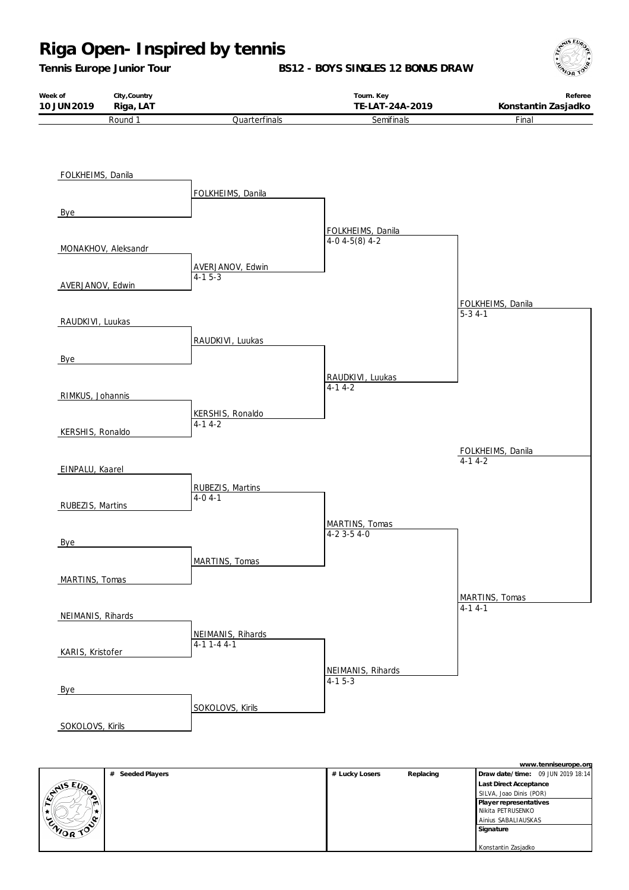# Riga Open- Inspired by tennis

**Tennis Europe Junior Tour** — **BS12 - BOYS SINGLES 12 BONUS DRAW**

| Week of | City,Country | Tourn. Key | Referee |
|---|---|---|---|
| 10 JUN 2019 | Riga, LAT | TE-LAT-24A-2019 | Konstantin Zasjadko |

| Round 1 | Quarterfinals | Semifinals | Final |
|---|---|---|---|
| FOLKHEIMS, Danila | | | |
| | FOLKHEIMS, Danila | | |
| Bye | | | |
| | | FOLKHEIMS, Danila 4-0 4-5(8) 4-2 | |
| MONAKHOV, Aleksandr | | | |
| | AVERJANOV, Edwin 4-1 5-3 | | |
| AVERJANOV, Edwin | | | |
| | | | FOLKHEIMS, Danila 5-3 4-1 |
| RAUDKIVI, Luukas | | | |
| | RAUDKIVI, Luukas | | |
| Bye | | | |
| | | RAUDKIVI, Luukas 4-1 4-2 | |
| RIMKUS, Johannis | | | |
| | KERSHIS, Ronaldo 4-1 4-2 | | |
| KERSHIS, Ronaldo | | | |
| | | | FOLKHEIMS, Danila 4-1 4-2 |
| EINPALU, Kaarel | | | |
| | RUBEZIS, Martins 4-0 4-1 | | |
| RUBEZIS, Martins | | | |
| | | MARTINS, Tomas 4-2 3-5 4-0 | |
| Bye | | | |
| | MARTINS, Tomas | | |
| MARTINS, Tomas | | | |
| | | | MARTINS, Tomas 4-1 4-1 |
| NEIMANIS, Rihards | | | |
| | NEIMANIS, Rihards 4-1 1-4 4-1 | | |
| KARIS, Kristofer | | | |
| | | NEIMANIS, Rihards 4-1 5-3 | |
| Bye | | | |
| | SOKOLOVS, Kirils | | |
| SOKOLOVS, Kirils | | | |

www.tenniseurope.org

| # Seeded Players | # Lucky Losers | Replacing | |
|---|---|---|---|
| | | | **Draw date/time:** 09 JUN 2019 18:14 |
| | | | **Last Direct Acceptance** SILVA, Joao Dinis (POR) |
| | | | **Player representatives** Nikita PETRUSENKO, Ainius SABALIAUSKAS |
| | | | **Signature** Konstantin Zasjadko |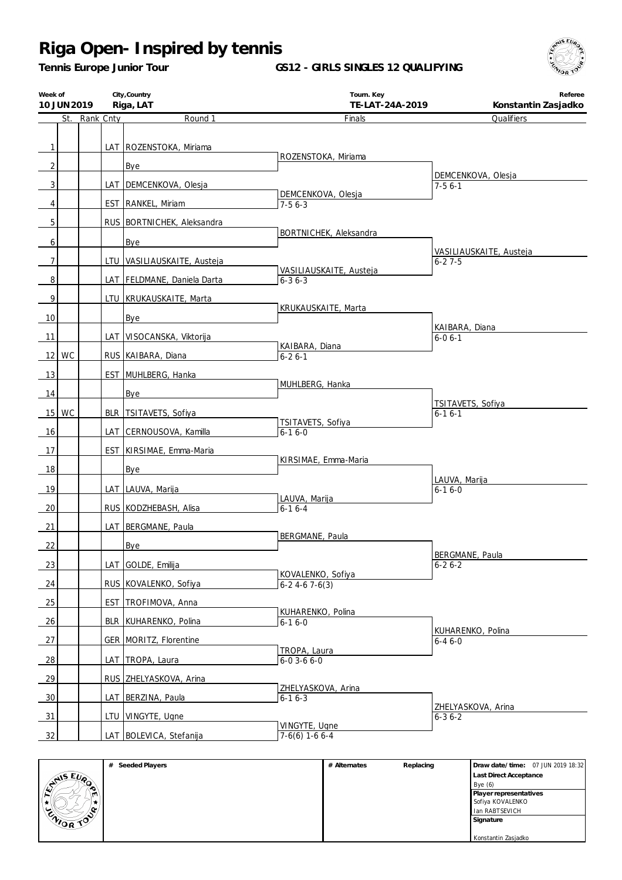# Riga Open- Inspired by tennis

**Tennis Europe Junior Tour**

**GS12 - GIRLS SINGLES 12 QUALIFYING**

| Week of | City,Country | Tourn. Key | Referee |
|---|---|---|---|
| 10 JUN 2019 | Riga, LAT | TE-LAT-24A-2019 | Konstantin Zasjadko |

| # | St. | Rank | Cnty | Round 1 | Finals | Qualifiers |
|---|---|---|---|---|---|---|
| 1 | | | LAT | ROZENSTOKA, Miriama | ROZENSTOKA, Miriama | |
| 2 | | | | Bye | | DEMCENKOVA, Olesja 7-5 6-1 |
| 3 | | | LAT | DEMCENKOVA, Olesja | DEMCENKOVA, Olesja 7-5 6-3 | |
| 4 | | | EST | RANKEL, Miriam | | |
| 5 | | | RUS | BORTNICHEK, Aleksandra | BORTNICHEK, Aleksandra | |
| 6 | | | | Bye | | VASILIAUSKAITE, Austeja 6-2 7-5 |
| 7 | | | LTU | VASILIAUSKAITE, Austeja | VASILIAUSKAITE, Austeja 6-3 6-3 | |
| 8 | | | LAT | FELDMANE, Daniela Darta | | |
| 9 | | | LTU | KRUKAUSKAITE, Marta | KRUKAUSKAITE, Marta | |
| 10 | | | | Bye | | KAIBARA, Diana 6-0 6-1 |
| 11 | | | LAT | VISOCANSKA, Viktorija | KAIBARA, Diana 6-2 6-1 | |
| 12 | WC | | RUS | KAIBARA, Diana | | |
| 13 | | | EST | MUHLBERG, Hanka | MUHLBERG, Hanka | |
| 14 | | | | Bye | | TSITAVETS, Sofiya 6-1 6-1 |
| 15 | WC | | BLR | TSITAVETS, Sofiya | TSITAVETS, Sofiya 6-1 6-0 | |
| 16 | | | LAT | CERNOUSOVA, Kamilla | | |
| 17 | | | EST | KIRSIMAE, Emma-Maria | KIRSIMAE, Emma-Maria | |
| 18 | | | | Bye | | LAUVA, Marija 6-1 6-0 |
| 19 | | | LAT | LAUVA, Marija | LAUVA, Marija 6-1 6-4 | |
| 20 | | | RUS | KODZHEBASH, Alisa | | |
| 21 | | | LAT | BERGMANE, Paula | BERGMANE, Paula | |
| 22 | | | | Bye | | BERGMANE, Paula 6-2 6-2 |
| 23 | | | LAT | GOLDE, Emilija | KOVALENKO, Sofiya 6-2 4-6 7-6(3) | |
| 24 | | | RUS | KOVALENKO, Sofiya | | |
| 25 | | | EST | TROFIMOVA, Anna | KUHARENKO, Polina 6-1 6-0 | |
| 26 | | | BLR | KUHARENKO, Polina | | KUHARENKO, Polina 6-4 6-0 |
| 27 | | | GER | MORITZ, Florentine | TROPA, Laura 6-0 3-6 6-0 | |
| 28 | | | LAT | TROPA, Laura | | |
| 29 | | | RUS | ZHELYASKOVA, Arina | ZHELYASKOVA, Arina 6-1 6-3 | |
| 30 | | | LAT | BERZINA, Paula | | ZHELYASKOVA, Arina 6-3 6-2 |
| 31 | | | LTU | VINGYTE, Ugne | VINGYTE, Ugne 7-6(6) 1-6 6-4 | |
| 32 | | | LAT | BOLEVICA, Stefanija | | |

| # Seeded Players | # Alternates | Replacing | |
|---|---|---|---|
| | | | **Draw date/time:** 07 JUN 2019 18:32 |
| | | | **Last Direct Acceptance** |
| | | | Bye (6) |
| | | | **Player representatives** |
| | | | Sofiya KOVALENKO |
| | | | Ian RABTSEVICH |
| | | | **Signature** |
| | | | Konstantin Zasjadko |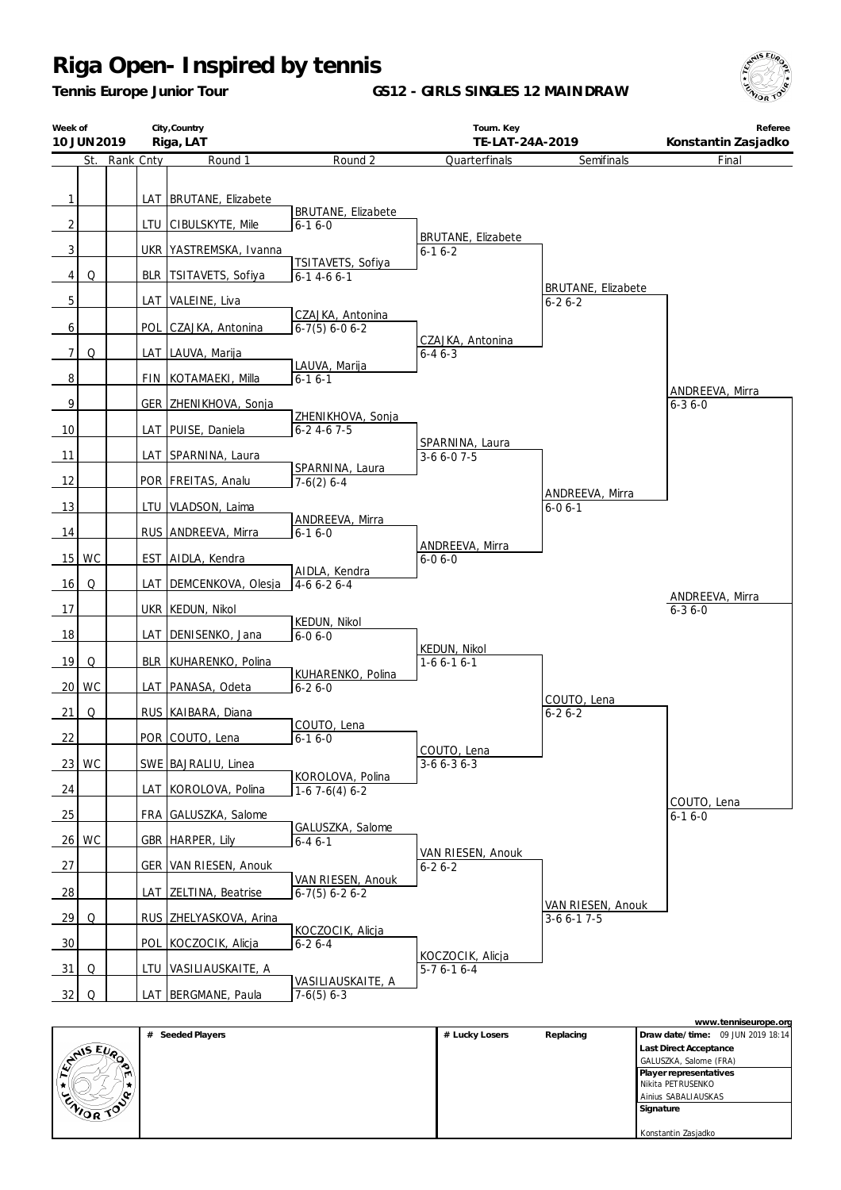# Riga Open- Inspired by tennis

**Tennis Europe Junior Tour**

**GS12 - GIRLS SINGLES 12 MAINDRAW**

| Week of | City,Country | Tourn. Key | Referee |
|---|---|---|---|
| 10 JUN 2019 | Riga, LAT | TE-LAT-24A-2019 | Konstantin Zasjadko |

| # | St. | Rank | Cnty | Round 1 | Round 2 | Quarterfinals | Semifinals | Final |
|---|---|---|---|---|---|---|---|---|
| 1 | | | LAT | BRUTANE, Elizabete | | | | |
| | | | | | BRUTANE, Elizabete 6-1 6-0 | | | |
| 2 | | | LTU | CIBULSKYTE, Mile | | | | |
| | | | | | | BRUTANE, Elizabete 6-1 6-2 | | |
| 3 | | | UKR | YASTREMSKA, Ivanna | | | | |
| | | | | | TSITAVETS, Sofiya 6-1 4-6 6-1 | | | |
| 4 | Q | | BLR | TSITAVETS, Sofiya | | | | |
| | | | | | | | BRUTANE, Elizabete 6-2 6-2 | |
| 5 | | | LAT | VALEINE, Liva | | | | |
| | | | | | CZAJKA, Antonina 6-7(5) 6-0 6-2 | | | |
| 6 | | | POL | CZAJKA, Antonina | | | | |
| | | | | | | CZAJKA, Antonina 6-4 6-3 | | |
| 7 | Q | | LAT | LAUVA, Marija | | | | |
| | | | | | LAUVA, Marija 6-1 6-1 | | | |
| 8 | | | FIN | KOTAMAEKI, Milla | | | | |
| | | | | | | | | ANDREEVA, Mirra 6-3 6-0 |
| 9 | | | GER | ZHENIKHOVA, Sonja | | | | |
| | | | | | ZHENIKHOVA, Sonja 6-2 4-6 7-5 | | | |
| 10 | | | LAT | PUISE, Daniela | | | | |
| | | | | | | SPARNINA, Laura 3-6 6-0 7-5 | | |
| 11 | | | LAT | SPARNINA, Laura | | | | |
| | | | | | SPARNINA, Laura 7-6(2) 6-4 | | | |
| 12 | | | POR | FREITAS, Analu | | | | |
| | | | | | | | ANDREEVA, Mirra 6-0 6-1 | |
| 13 | | | LTU | VLADSON, Laima | | | | |
| | | | | | ANDREEVA, Mirra 6-1 6-0 | | | |
| 14 | | | RUS | ANDREEVA, Mirra | | | | |
| | | | | | | ANDREEVA, Mirra 6-0 6-0 | | |
| 15 | WC | | EST | AIDLA, Kendra | | | | |
| | | | | | AIDLA, Kendra 4-6 6-2 6-4 | | | |
| 16 | Q | | LAT | DEMCENKOVA, Olesja | | | | |
| | | | | | | | | ANDREEVA, Mirra 6-3 6-0 |
| 17 | | | UKR | KEDUN, Nikol | | | | |
| | | | | | KEDUN, Nikol 6-0 6-0 | | | |
| 18 | | | LAT | DENISENKO, Jana | | | | |
| | | | | | | KEDUN, Nikol 1-6 6-1 6-1 | | |
| 19 | Q | | BLR | KUHARENKO, Polina | | | | |
| | | | | | KUHARENKO, Polina 6-2 6-0 | | | |
| 20 | WC | | LAT | PANASA, Odeta | | | | |
| | | | | | | | COUTO, Lena 6-2 6-2 | |
| 21 | Q | | RUS | KAIBARA, Diana | | | | |
| | | | | | COUTO, Lena 6-1 6-0 | | | |
| 22 | | | POR | COUTO, Lena | | | | |
| | | | | | | COUTO, Lena 3-6 6-3 6-3 | | |
| 23 | WC | | SWE | BAJRALIU, Linea | | | | |
| | | | | | KOROLOVA, Polina 1-6 7-6(4) 6-2 | | | |
| 24 | | | LAT | KOROLOVA, Polina | | | | |
| | | | | | | | | COUTO, Lena 6-1 6-0 |
| 25 | | | FRA | GALUSZKA, Salome | | | | |
| | | | | | GALUSZKA, Salome 6-4 6-1 | | | |
| 26 | WC | | GBR | HARPER, Lily | | | | |
| | | | | | | VAN RIESEN, Anouk 6-2 6-2 | | |
| 27 | | | GER | VAN RIESEN, Anouk | | | | |
| | | | | | VAN RIESEN, Anouk 6-7(5) 6-2 6-2 | | | |
| 28 | | | LAT | ZELTINA, Beatrise | | | | |
| | | | | | | | VAN RIESEN, Anouk 3-6 6-1 7-5 | |
| 29 | Q | | RUS | ZHELYASKOVA, Arina | | | | |
| | | | | | KOCZOCIK, Alicja 6-2 6-4 | | | |
| 30 | | | POL | KOCZOCIK, Alicja | | | | |
| | | | | | | KOCZOCIK, Alicja 5-7 6-1 6-4 | | |
| 31 | Q | | LTU | VASILIAUSKAITE, A | | | | |
| | | | | | VASILIAUSKAITE, A 7-6(5) 6-3 | | | |
| 32 | Q | | LAT | BERGMANE, Paula | | | | |

www.tenniseurope.org

| # Seeded Players | # Lucky Losers | Replacing | |
|---|---|---|---|
| | | | **Draw date/time:** 09 JUN 2019 18:14 |
| | | | **Last Direct Acceptance** |
| | | | GALUSZKA, Salome (FRA) |
| | | | **Player representatives** |
| | | | Nikita PETRUSENKO |
| | | | Ainius SABALIAUSKAS |
| | | | **Signature** |
| | | | Konstantin Zasjadko |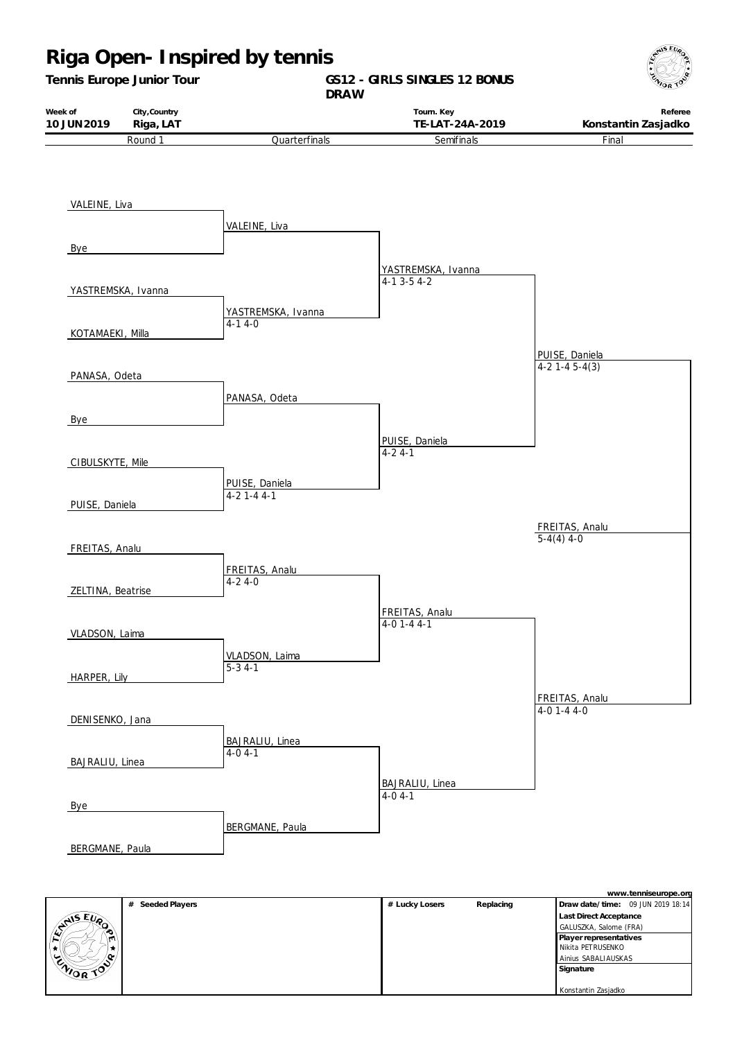# Riga Open- Inspired by tennis

**Tennis Europe Junior Tour**

**GS12 - GIRLS SINGLES 12 BONUS DRAW**

| Week of | City,Country | Tourn. Key | Referee |
|---|---|---|---|
| 10 JUN 2019 | Riga, LAT | TE-LAT-24A-2019 | Konstantin Zasjadko |

| Round 1 | Quarterfinals | Semifinals | Final |
|---|---|---|---|
| VALEINE, Liva | | | |
| | VALEINE, Liva | | |
| Bye | | | |
| | | YASTREMSKA, Ivanna 4-1 3-5 4-2 | |
| YASTREMSKA, Ivanna | | | |
| | YASTREMSKA, Ivanna 4-1 4-0 | | |
| KOTAMAEKI, Milla | | | |
| | | | PUISE, Daniela 4-2 1-4 5-4(3) |
| PANASA, Odeta | | | |
| | PANASA, Odeta | | |
| Bye | | | |
| | | PUISE, Daniela 4-2 4-1 | |
| CIBULSKYTE, Mile | | | |
| | PUISE, Daniela 4-2 1-4 4-1 | | |
| PUISE, Daniela | | | |
| | | | FREITAS, Analu 5-4(4) 4-0 |
| FREITAS, Analu | | | |
| | FREITAS, Analu 4-2 4-0 | | |
| ZELTINA, Beatrise | | | |
| | | FREITAS, Analu 4-0 1-4 4-1 | |
| VLADSON, Laima | | | |
| | VLADSON, Laima 5-3 4-1 | | |
| HARPER, Lily | | | |
| | | | FREITAS, Analu 4-0 1-4 4-0 |
| DENISENKO, Jana | | | |
| | BAJRALIU, Linea 4-0 4-1 | | |
| BAJRALIU, Linea | | | |
| | | BAJRALIU, Linea 4-0 4-1 | |
| Bye | | | |
| | BERGMANE, Paula | | |
| BERGMANE, Paula | | | |

| # Seeded Players | # Lucky Losers | Replacing | |
|---|---|---|---|
| | | | **Draw date/time:** 09 JUN 2019 18:14 |
| | | | **Last Direct Acceptance** GALUSZKA, Salome (FRA) |
| | | | **Player representatives** Nikita PETRUSENKO, Ainius SABALIAUSKAS |
| | | | **Signature** Konstantin Zasjadko |

www.tenniseurope.org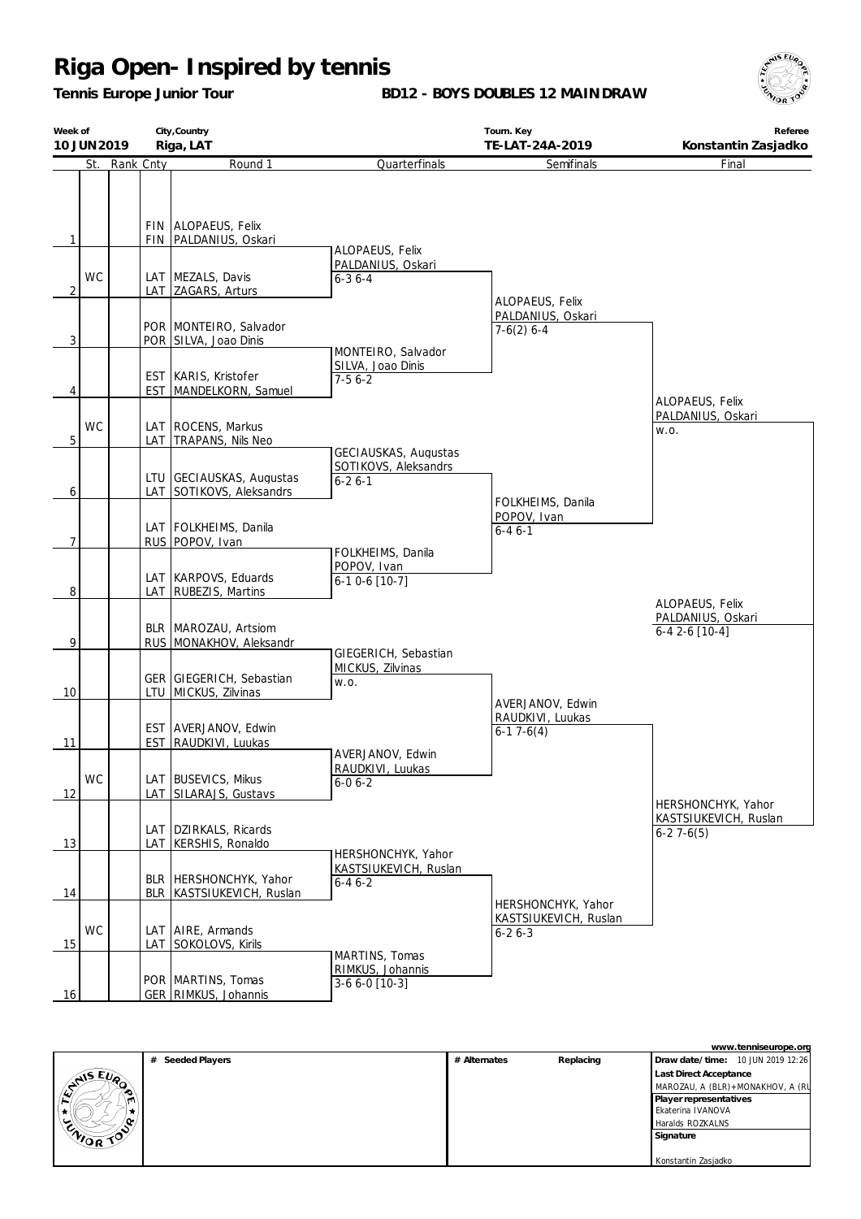# Riga Open- Inspired by tennis

**Tennis Europe Junior Tour**

**BD12 - BOYS DOUBLES 12 MAINDRAW**

| Week of | City,Country | Tourn. Key | Referee |
|---|---|---|---|
| **10 JUN 2019** | **Riga, LAT** | **TE-LAT-24A-2019** | **Konstantin Zasjadko** |

| # | St. | Rank | Cnty | Round 1 | Quarterfinals | Semifinals | Final |
|---|---|---|---|---|---|---|---|
| 1 | | | FIN / FIN | ALOPAEUS, Felix / PALDANIUS, Oskari | ALOPAEUS, Felix / PALDANIUS, Oskari 6-3 6-4 | ALOPAEUS, Felix / PALDANIUS, Oskari 7-6(2) 6-4 | ALOPAEUS, Felix / PALDANIUS, Oskari w.o. |
| 2 | WC | | LAT / LAT | MEZALS, Davis / ZAGARS, Arturs | | | |
| 3 | | | POR / POR | MONTEIRO, Salvador / SILVA, Joao Dinis | MONTEIRO, Salvador / SILVA, Joao Dinis 7-5 6-2 | | |
| 4 | | | EST / EST | KARIS, Kristofer / MANDELKORN, Samuel | | | |
| 5 | WC | | LAT / LAT | ROCENS, Markus / TRAPANS, Nils Neo | GECIAUSKAS, Augustas / SOTIKOVS, Aleksandrs 6-2 6-1 | FOLKHEIMS, Danila / POPOV, Ivan 6-4 6-1 | |
| 6 | | | LTU / LAT | GECIAUSKAS, Augustas / SOTIKOVS, Aleksandrs | | | |
| 7 | | | LAT / RUS | FOLKHEIMS, Danila / POPOV, Ivan | FOLKHEIMS, Danila / POPOV, Ivan 6-1 0-6 [10-7] | | |
| 8 | | | LAT / LAT | KARPOVS, Eduards / RUBEZIS, Martins | | | |
| 9 | | | BLR / RUS | MAROZAU, Artsiom / MONAKHOV, Aleksandr | GIEGERICH, Sebastian / MICKUS, Zilvinas w.o. | AVERJANOV, Edwin / RAUDKIVI, Luukas 6-1 7-6(4) | HERSHONCHYK, Yahor / KASTSIUKEVICH, Ruslan 6-2 7-6(5) |
| 10 | | | GER / LTU | GIEGERICH, Sebastian / MICKUS, Zilvinas | | | |
| 11 | | | EST / EST | AVERJANOV, Edwin / RAUDKIVI, Luukas | AVERJANOV, Edwin / RAUDKIVI, Luukas 6-0 6-2 | | |
| 12 | WC | | LAT / LAT | BUSEVICS, Mikus / SILARAJS, Gustavs | | | |
| 13 | | | LAT / LAT | DZIRKALS, Ricards / KERSHIS, Ronaldo | HERSHONCHYK, Yahor / KASTSIUKEVICH, Ruslan 6-4 6-2 | HERSHONCHYK, Yahor / KASTSIUKEVICH, Ruslan 6-2 6-3 | |
| 14 | | | BLR / BLR | HERSHONCHYK, Yahor / KASTSIUKEVICH, Ruslan | | | |
| 15 | WC | | LAT / LAT | AIRE, Armands / SOKOLOVS, Kirils | MARTINS, Tomas / RIMKUS, Johannis 3-6 6-0 [10-3] | | |
| 16 | | | POR / GER | MARTINS, Tomas / RIMKUS, Johannis | | | |

**Winner:** ALOPAEUS, Felix / PALDANIUS, Oskari 6-4 2-6 [10-4]

www.tenniseurope.org

| # Seeded Players | # Alternates | Replacing | |
|---|---|---|---|
| | | | **Draw date/time:** 10 JUN 2019 12:26 |
| | | | **Last Direct Acceptance** |
| | | | MAROZAU, A (BLR)+MONAKHOV, A (RU |
| | | | **Player representatives** |
| | | | Ekaterina IVANOVA |
| | | | Haralds ROZKALNS |
| | | | **Signature** |
| | | | Konstantin Zasjadko |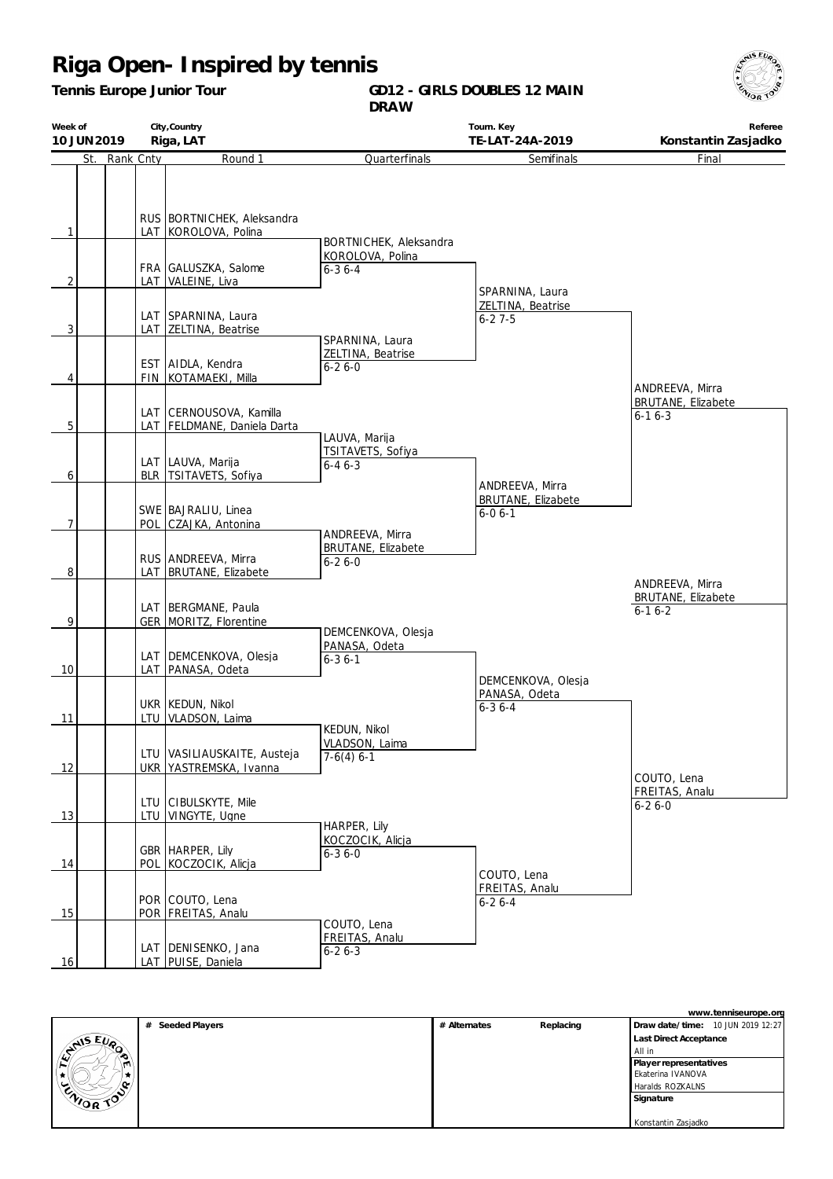# Riga Open- Inspired by tennis

**Tennis Europe Junior Tour**

**GD12 - GIRLS DOUBLES 12 MAIN DRAW**

| Week of | City, Country | Tourn. Key | Referee |
|---|---|---|---|
| 10 JUN 2019 | Riga, LAT | TE-LAT-24A-2019 | Konstantin Zasjadko |

| # | St. | Rank | Cnty | Round 1 | Quarterfinals | Semifinals | Final |
|---|---|---|---|---|---|---|---|
| 1 | | | RUS / LAT | BORTNICHEK, Aleksandra / KOROLOVA, Polina | BORTNICHEK, Aleksandra / KOROLOVA, Polina 6-3 6-4 | SPARNINA, Laura / ZELTINA, Beatrise 6-2 7-5 | ANDREEVA, Mirra / BRUTANE, Elizabete 6-1 6-3 |
| 2 | | | FRA / LAT | GALUSZKA, Salome / VALEINE, Liva | | | |
| 3 | | | LAT / LAT | SPARNINA, Laura / ZELTINA, Beatrise | SPARNINA, Laura / ZELTINA, Beatrise 6-2 6-0 | | |
| 4 | | | EST / FIN | AIDLA, Kendra / KOTAMAEKI, Milla | | | |
| 5 | | | LAT / LAT | CERNOUSOVA, Kamilla / FELDMANE, Daniela Darta | LAUVA, Marija / TSITAVETS, Sofiya 6-4 6-3 | ANDREEVA, Mirra / BRUTANE, Elizabete 6-0 6-1 | |
| 6 | | | LAT / BLR | LAUVA, Marija / TSITAVETS, Sofiya | | | |
| 7 | | | SWE / POL | BAJRALIU, Linea / CZAJKA, Antonina | ANDREEVA, Mirra / BRUTANE, Elizabete 6-2 6-0 | | |
| 8 | | | RUS / LAT | ANDREEVA, Mirra / BRUTANE, Elizabete | | | |
| 9 | | | LAT / GER | BERGMANE, Paula / MORITZ, Florentine | DEMCENKOVA, Olesja / PANASA, Odeta 6-3 6-1 | DEMCENKOVA, Olesja / PANASA, Odeta 6-3 6-4 | COUTO, Lena / FREITAS, Analu 6-2 6-0 |
| 10 | | | LAT / LAT | DEMCENKOVA, Olesja / PANASA, Odeta | | | |
| 11 | | | UKR / LTU | KEDUN, Nikol / VLADSON, Laima | KEDUN, Nikol / VLADSON, Laima 7-6(4) 6-1 | | |
| 12 | | | LTU / UKR | VASILIAUSKAITE, Austeja / YASTREMSKA, Ivanna | | | |
| 13 | | | LTU / LTU | CIBULSKYTE, Mile / VINGYTE, Ugne | HARPER, Lily / KOCZOCIK, Alicja 6-3 6-0 | COUTO, Lena / FREITAS, Analu 6-2 6-4 | |
| 14 | | | GBR / POL | HARPER, Lily / KOCZOCIK, Alicja | | | |
| 15 | | | POR / POR | COUTO, Lena / FREITAS, Analu | COUTO, Lena / FREITAS, Analu 6-2 6-3 | | |
| 16 | | | LAT / LAT | DENISENKO, Jana / PUISE, Daniela | | | |

**Winner:** ANDREEVA, Mirra / BRUTANE, Elizabete 6-1 6-2

www.tenniseurope.org

| # Seeded Players | # Alternates | Replacing | |
|---|---|---|---|
| | | | **Draw date/time:** 10 JUN 2019 12:27 |
| | | | **Last Direct Acceptance** |
| | | | All in |
| | | | **Player representatives** |
| | | | Ekaterina IVANOVA |
| | | | Haralds ROZKALNS |
| | | | **Signature** |
| | | | Konstantin Zasjadko |